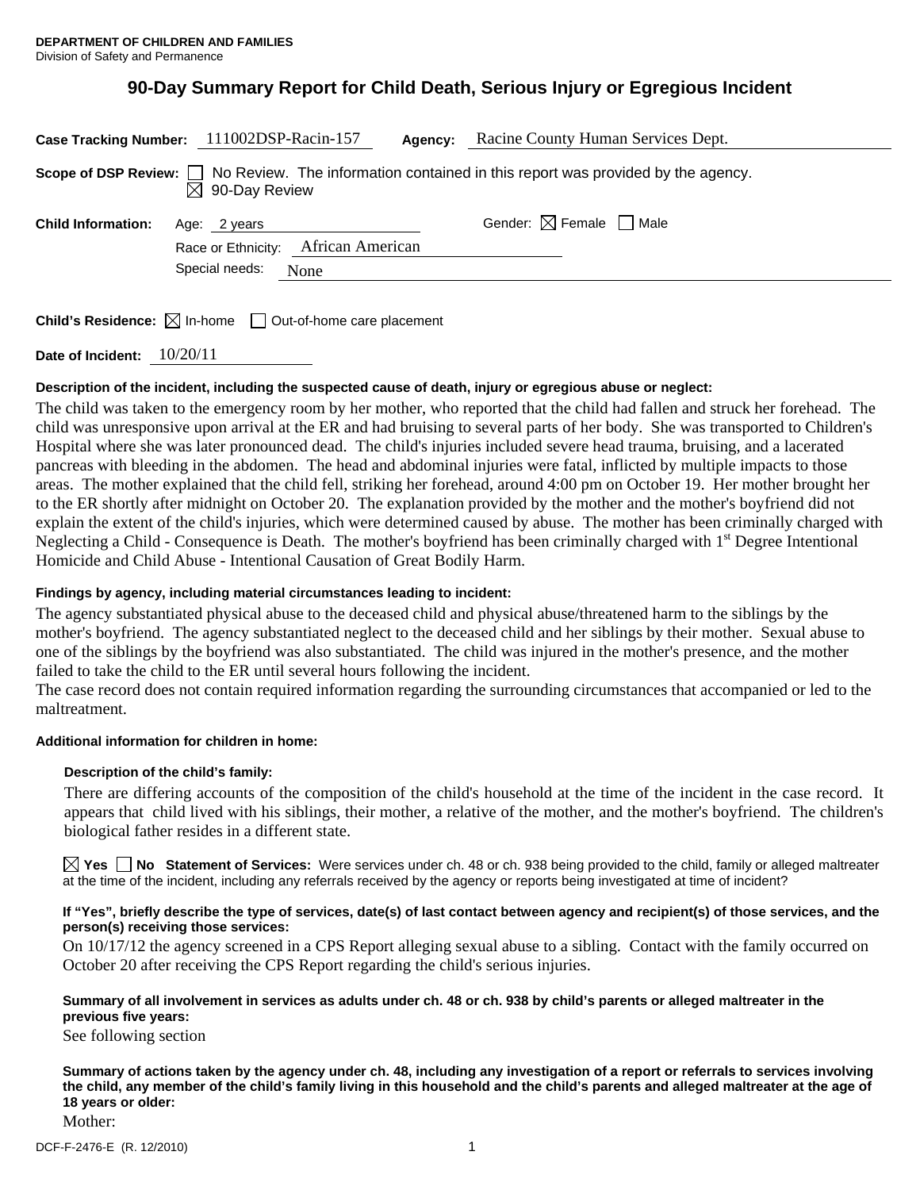**DEPARTMENT OF CHILDREN AND FAMILIES**
Division of Safety and Permanence

# 90-Day Summary Report for Child Death, Serious Injury or Egregious Incident

**Case Tracking Number:** 111002DSP-Racin-157 **Agency:** Racine County Human Services Dept.

**Scope of DSP Review:** ☐ No Review. The information contained in this report was provided by the agency.
☒ 90-Day Review

**Child Information:** Age: 2 years Gender: ☒ Female ☐ Male
Race or Ethnicity: African American
Special needs: None

**Child's Residence:** ☒ In-home ☐ Out-of-home care placement

**Date of Incident:** 10/20/11

**Description of the incident, including the suspected cause of death, injury or egregious abuse or neglect:**

The child was taken to the emergency room by her mother, who reported that the child had fallen and struck her forehead. The child was unresponsive upon arrival at the ER and had bruising to several parts of her body. She was transported to Children's Hospital where she was later pronounced dead. The child's injuries included severe head trauma, bruising, and a lacerated pancreas with bleeding in the abdomen. The head and abdominal injuries were fatal, inflicted by multiple impacts to those areas. The mother explained that the child fell, striking her forehead, around 4:00 pm on October 19. Her mother brought her to the ER shortly after midnight on October 20. The explanation provided by the mother and the mother's boyfriend did not explain the extent of the child's injuries, which were determined caused by abuse. The mother has been criminally charged with Neglecting a Child - Consequence is Death. The mother's boyfriend has been criminally charged with 1st Degree Intentional Homicide and Child Abuse - Intentional Causation of Great Bodily Harm.

**Findings by agency, including material circumstances leading to incident:**

The agency substantiated physical abuse to the deceased child and physical abuse/threatened harm to the siblings by the mother's boyfriend. The agency substantiated neglect to the deceased child and her siblings by their mother. Sexual abuse to one of the siblings by the boyfriend was also substantiated. The child was injured in the mother's presence, and the mother failed to take the child to the ER until several hours following the incident.
The case record does not contain required information regarding the surrounding circumstances that accompanied or led to the maltreatment.

**Additional information for children in home:**

**Description of the child's family:**

There are differing accounts of the composition of the child's household at the time of the incident in the case record. It appears that child lived with his siblings, their mother, a relative of the mother, and the mother's boyfriend. The children's biological father resides in a different state.

☒ **Yes** ☐ **No Statement of Services:** Were services under ch. 48 or ch. 938 being provided to the child, family or alleged maltreater at the time of the incident, including any referrals received by the agency or reports being investigated at time of incident?

**If "Yes", briefly describe the type of services, date(s) of last contact between agency and recipient(s) of those services, and the person(s) receiving those services:**

On 10/17/12 the agency screened in a CPS Report alleging sexual abuse to a sibling. Contact with the family occurred on October 20 after receiving the CPS Report regarding the child's serious injuries.

**Summary of all involvement in services as adults under ch. 48 or ch. 938 by child's parents or alleged maltreater in the previous five years:**

See following section

**Summary of actions taken by the agency under ch. 48, including any investigation of a report or referrals to services involving the child, any member of the child's family living in this household and the child's parents and alleged maltreater at the age of 18 years or older:**

Mother:

DCF-F-2476-E (R. 12/2010)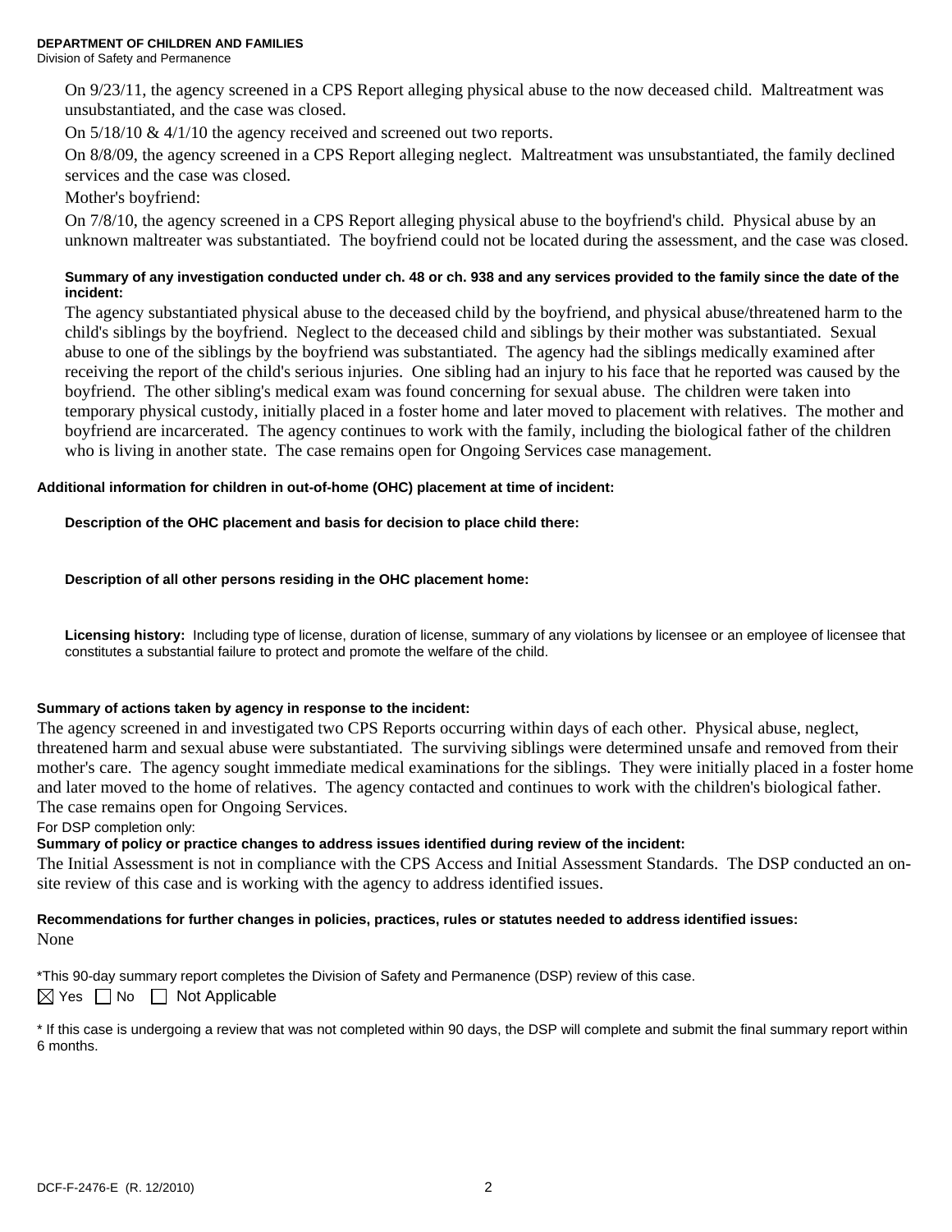On 9/23/11, the agency screened in a CPS Report alleging physical abuse to the now deceased child. Maltreatment was unsubstantiated, and the case was closed.

On 5/18/10 & 4/1/10 the agency received and screened out two reports.

On 8/8/09, the agency screened in a CPS Report alleging neglect. Maltreatment was unsubstantiated, the family declined services and the case was closed.

Mother's boyfriend:

On 7/8/10, the agency screened in a CPS Report alleging physical abuse to the boyfriend's child. Physical abuse by an unknown maltreater was substantiated. The boyfriend could not be located during the assessment, and the case was closed.

**Summary of any investigation conducted under ch. 48 or ch. 938 and any services provided to the family since the date of the incident:**

The agency substantiated physical abuse to the deceased child by the boyfriend, and physical abuse/threatened harm to the child's siblings by the boyfriend. Neglect to the deceased child and siblings by their mother was substantiated. Sexual abuse to one of the siblings by the boyfriend was substantiated. The agency had the siblings medically examined after receiving the report of the child's serious injuries. One sibling had an injury to his face that he reported was caused by the boyfriend. The other sibling's medical exam was found concerning for sexual abuse. The children were taken into temporary physical custody, initially placed in a foster home and later moved to placement with relatives. The mother and boyfriend are incarcerated. The agency continues to work with the family, including the biological father of the children who is living in another state. The case remains open for Ongoing Services case management.

**Additional information for children in out-of-home (OHC) placement at time of incident:**

**Description of the OHC placement and basis for decision to place child there:**

**Description of all other persons residing in the OHC placement home:**

**Licensing history:** Including type of license, duration of license, summary of any violations by licensee or an employee of licensee that constitutes a substantial failure to protect and promote the welfare of the child.

**Summary of actions taken by agency in response to the incident:**

The agency screened in and investigated two CPS Reports occurring within days of each other. Physical abuse, neglect, threatened harm and sexual abuse were substantiated. The surviving siblings were determined unsafe and removed from their mother's care. The agency sought immediate medical examinations for the siblings. They were initially placed in a foster home and later moved to the home of relatives. The agency contacted and continues to work with the children's biological father. The case remains open for Ongoing Services.

For DSP completion only:

**Summary of policy or practice changes to address issues identified during review of the incident:**

The Initial Assessment is not in compliance with the CPS Access and Initial Assessment Standards. The DSP conducted an on-site review of this case and is working with the agency to address identified issues.

**Recommendations for further changes in policies, practices, rules or statutes needed to address identified issues:**

None

*This 90-day summary report completes the Division of Safety and Permanence (DSP) review of this case.

☒ Yes ☐ No ☐ Not Applicable

* If this case is undergoing a review that was not completed within 90 days, the DSP will complete and submit the final summary report within 6 months.